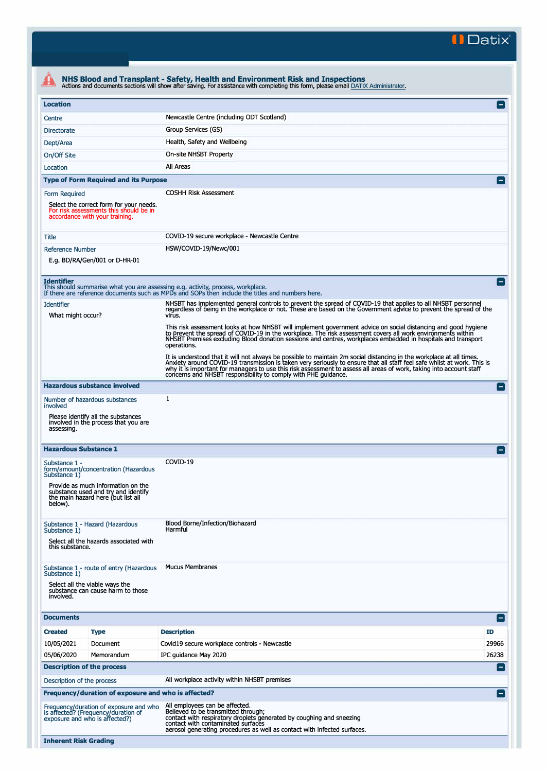Datix

# NHS Blood and Transplant - Safety, Health and Environment Risk and Inspections

Actions and documents sections will show after saving. For assistance with completing this form, please email DATIX Administrator.

## Location

| | |
|---|---|
| Centre | Newcastle Centre (including ODT Scotland) |
| Directorate | Group Services (GS) |
| Dept/Area | Health, Safety and Wellbeing |
| On/Off Site | On-site NHSBT Property |
| Location | All Areas |

## Type of Form Required and its Purpose

| | |
|---|---|
| Form Required<br><br>Select the correct form for your needs. For risk assessments this should be in accordance with your training. | COSHH Risk Assessment |
| Title | COVID-19 secure workplace - Newcastle Centre |
| Reference Number<br><br>E.g. BD/RA/Gen/001 or D-HR-01 | HSW/COVID-19/Newc/001 |

## Identifier

This should summarise what you are assessing e.g. activity, process, workplace.
If there are reference documents such as MPDs and SOPs then include the titles and numbers here.

| | |
|---|---|
| Identifier<br><br>What might occur? | NHSBT has implemented general controls to prevent the spread of COVID-19 that applies to all NHSBT personnel regardless of being in the workplace or not. These are based on the Government advice to prevent the spread of the virus.<br><br>This risk assessment looks at how NHSBT will implement government advice on social distancing and good hygiene to prevent the spread of COVID-19 in the workplace. The risk assessment covers all work environments within NHSBT Premises excluding Blood donation sessions and centres, workplaces embedded in hospitals and transport operations.<br><br>It is understood that it will not always be possible to maintain 2m social distancing in the workplace at all times. Anxiety around COVID-19 transmission is taken very seriously to ensure that all staff feel safe whilst at work. This is why it is important for managers to use this risk assessment to assess all areas of work, taking into account staff concerns and NHSBT responsibility to comply with PHE guidance. |

## Hazardous substance involved

| | |
|---|---|
| Number of hazardous substances involved<br><br>Please identify all the substances involved in the process that you are assessing. | 1 |

## Hazardous Substance 1

| | |
|---|---|
| Substance 1 - form/amount/concentration (Hazardous Substance 1)<br><br>Provide as much information on the substance used and try and identify the main hazard here (but list all below). | COVID-19 |
| Substance 1 - Hazard (Hazardous Substance 1)<br><br>Select all the hazards associated with this substance. | Blood Borne/Infection/Biohazard<br>Harmful |
| Substance 1 - route of entry (Hazardous Substance 1)<br><br>Select all the viable ways the substance can cause harm to those involved. | Mucus Membranes |

## Documents

| Created | Type | Description | ID |
|---|---|---|---|
| 10/05/2021 | Document | Covid19 secure workplace controls - Newcastle | 29966 |
| 05/06/2020 | Memorandum | IPC guidance May 2020 | 26238 |

## Description of the process

| | |
|---|---|
| Description of the process | All workplace activity within NHSBT premises |

## Frequency/duration of exposure and who is affected?

| | |
|---|---|
| Frequency/duration of exposure and who is affected? (Frequency/duration of exposure and who is affected?) | All employees can be affected.<br>Believed to be transmitted through;<br>contact with respiratory droplets generated by coughing and sneezing<br>contact with contaminated surfaces<br>aerosol generating procedures as well as contact with infected surfaces. |

## Inherent Risk Grading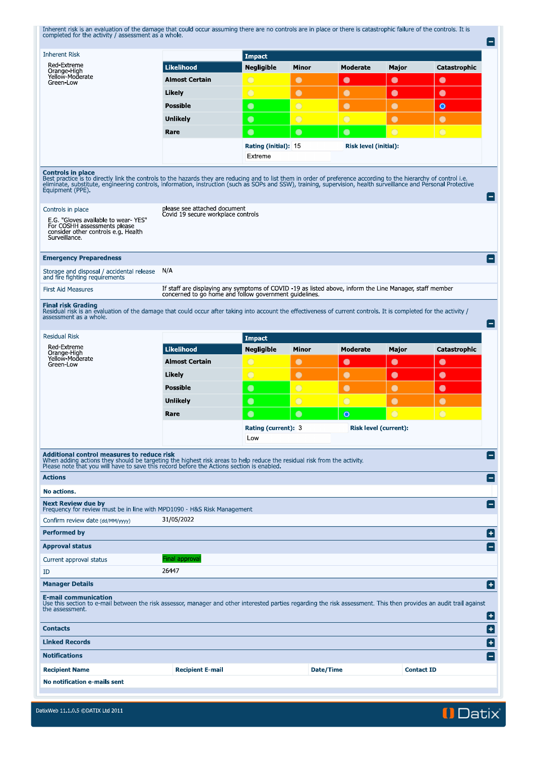Inherent risk is an evaluation of the damage that could occur assuming there are no controls are in place or there is catastrophic failure of the controls. It is completed for the activity / assessment as a whole.

**Inherent Risk**

Red-Extreme
Orange-High
Yellow-Moderate
Green-Low

| | Impact | | | | |
|---|---|---|---|---|---|
| **Likelihood** | **Negligible** | **Minor** | **Moderate** | **Major** | **Catastrophic** |
| **Almost Certain** | | | | | |
| **Likely** | | | | | |
| **Possible** | | | | | ● |
| **Unlikely** | | | | | |
| **Rare** | | | | | |

**Rating (initial):** 15 **Risk level (initial):** Extreme

## Controls in place

Best practice is to directly link the controls to the hazards they are reducing and to list them in order of preference according to the hierarchy of control i.e. eliminate, substitute, engineering controls, information, instruction (such as SOPs and SSW), training, supervision, health surveillance and Personal Protective Equipment (PPE).

| | |
|---|---|
| Controls in place<br>E.G. "Gloves available to wear- YES"<br>For COSHH assessments please consider other controls e.g. Health Surveillance. | please see attached document<br>Covid 19 secure workplace controls |

## Emergency Preparedness

| | |
|---|---|
| Storage and disposal / accidental release and fire fighting requirements | N/A |
| First Aid Measures | If staff are displaying any symptoms of COVID -19 as listed above, inform the Line Manager, staff member concerned to go home and follow government guidelines. |

## Final risk Grading

Residual risk is an evaluation of the damage that could occur after taking into account the effectiveness of current controls. It is completed for the activity / assessment as a whole.

**Residual Risk**

Red-Extreme
Orange-High
Yellow-Moderate
Green-Low

| | Impact | | | | |
|---|---|---|---|---|---|
| **Likelihood** | **Negligible** | **Minor** | **Moderate** | **Major** | **Catastrophic** |
| **Almost Certain** | | | | | |
| **Likely** | | | | | |
| **Possible** | | | | | |
| **Unlikely** | | | | | |
| **Rare** | | | ● | | |

**Rating (current):** 3 **Risk level (current):** Low

## Additional control measures to reduce risk

When adding actions they should be targeting the highest risk areas to help reduce the residual risk from the activity.
Please note that you will have to save this record before the Actions section is enabled.

## Actions

**No actions.**

## Next Review due by

Frequency for review must be in line with MPD1090 - H&S Risk Management

| | |
|---|---|
| Confirm review date (dd/MM/yyyy) | 31/05/2022 |

## Performed by

## Approval status

| | |
|---|---|
| Current approval status | Final approval |
| ID | 26447 |

## Manager Details

## E-mail communication

Use this section to e-mail between the risk assessor, manager and other interested parties regarding the risk assessment. This then provides an audit trail against the assessment.

## Contacts

## Linked Records

## Notifications

| Recipient Name | Recipient E-mail | Date/Time | Contact ID |
|---|---|---|---|
| **No notification e-mails sent** | | | |

DatixWeb 11.1.0.5 ©DATIX Ltd 2011